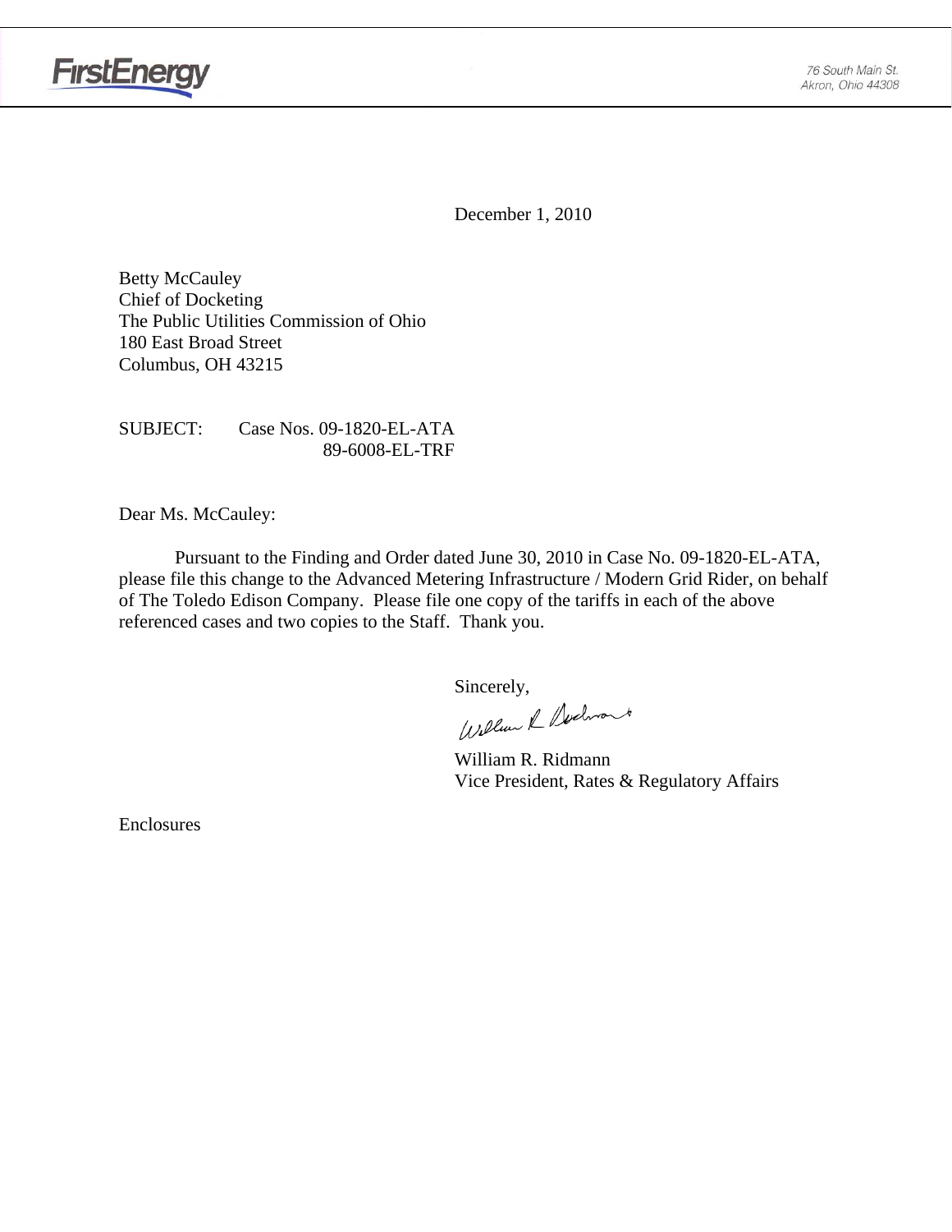FirstEnergy

76 South Main St.
Akron, Ohio 44308

December 1, 2010

Betty McCauley
Chief of Docketing
The Public Utilities Commission of Ohio
180 East Broad Street
Columbus, OH 43215

SUBJECT: Case Nos. 09-1820-EL-ATA
89-6008-EL-TRF

Dear Ms. McCauley:

Pursuant to the Finding and Order dated June 30, 2010 in Case No. 09-1820-EL-ATA, please file this change to the Advanced Metering Infrastructure / Modern Grid Rider, on behalf of The Toledo Edison Company. Please file one copy of the tariffs in each of the above referenced cases and two copies to the Staff. Thank you.

Sincerely,

William R. Ridmann
Vice President, Rates & Regulatory Affairs

Enclosures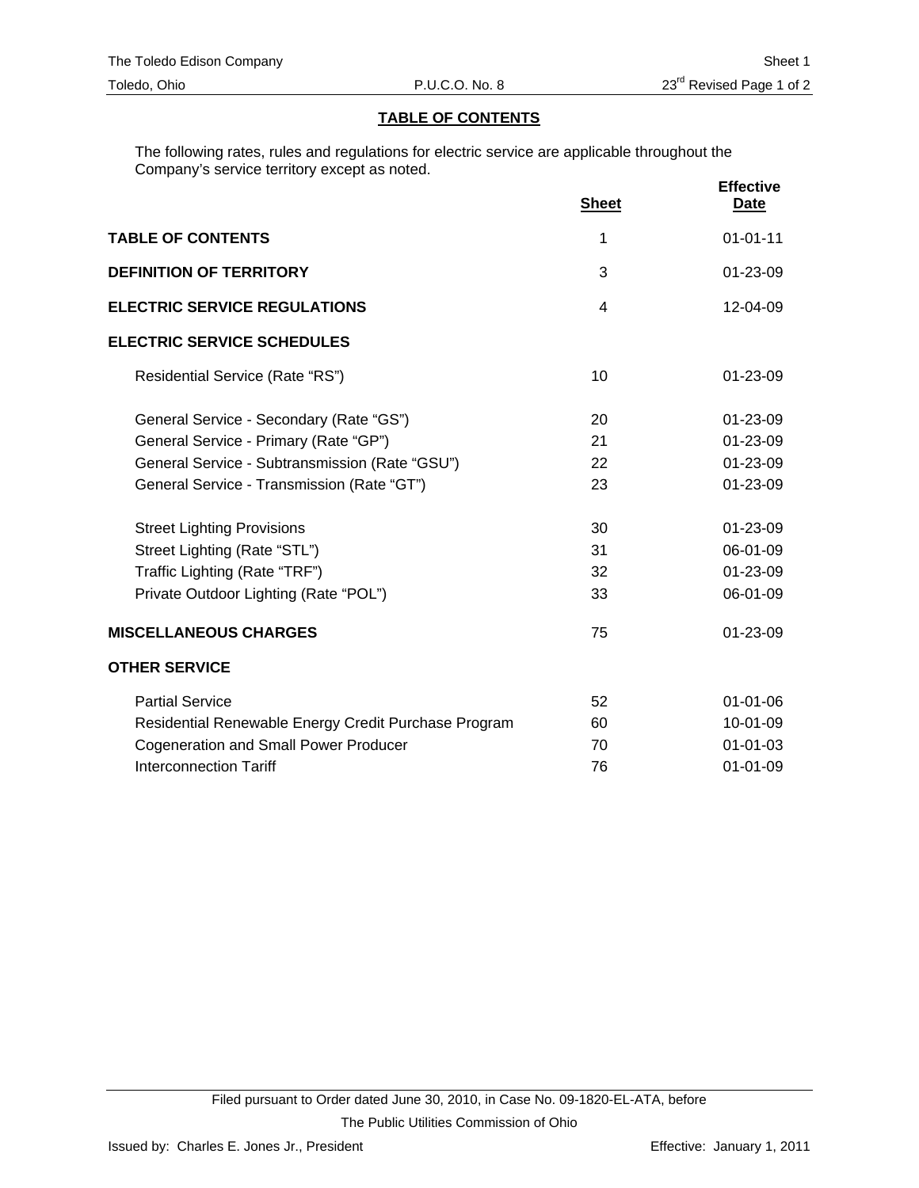## TABLE OF CONTENTS

The following rates, rules and regulations for electric service are applicable throughout the Company's service territory except as noted.

| | Sheet | Effective Date |
|---|---|---|
| **TABLE OF CONTENTS** | 1 | 01-01-11 |
| **DEFINITION OF TERRITORY** | 3 | 01-23-09 |
| **ELECTRIC SERVICE REGULATIONS** | 4 | 12-04-09 |
| **ELECTRIC SERVICE SCHEDULES** | | |
| Residential Service (Rate "RS") | 10 | 01-23-09 |
| General Service - Secondary (Rate "GS") | 20 | 01-23-09 |
| General Service - Primary (Rate "GP") | 21 | 01-23-09 |
| General Service - Subtransmission (Rate "GSU") | 22 | 01-23-09 |
| General Service - Transmission (Rate "GT") | 23 | 01-23-09 |
| Street Lighting Provisions | 30 | 01-23-09 |
| Street Lighting (Rate "STL") | 31 | 06-01-09 |
| Traffic Lighting (Rate "TRF") | 32 | 01-23-09 |
| Private Outdoor Lighting (Rate "POL") | 33 | 06-01-09 |
| **MISCELLANEOUS CHARGES** | 75 | 01-23-09 |
| **OTHER SERVICE** | | |
| Partial Service | 52 | 01-01-06 |
| Residential Renewable Energy Credit Purchase Program | 60 | 10-01-09 |
| Cogeneration and Small Power Producer | 70 | 01-01-03 |
| Interconnection Tariff | 76 | 01-01-09 |

Filed pursuant to Order dated June 30, 2010, in Case No. 09-1820-EL-ATA, before The Public Utilities Commission of Ohio

Issued by: Charles E. Jones Jr., President

Effective: January 1, 2011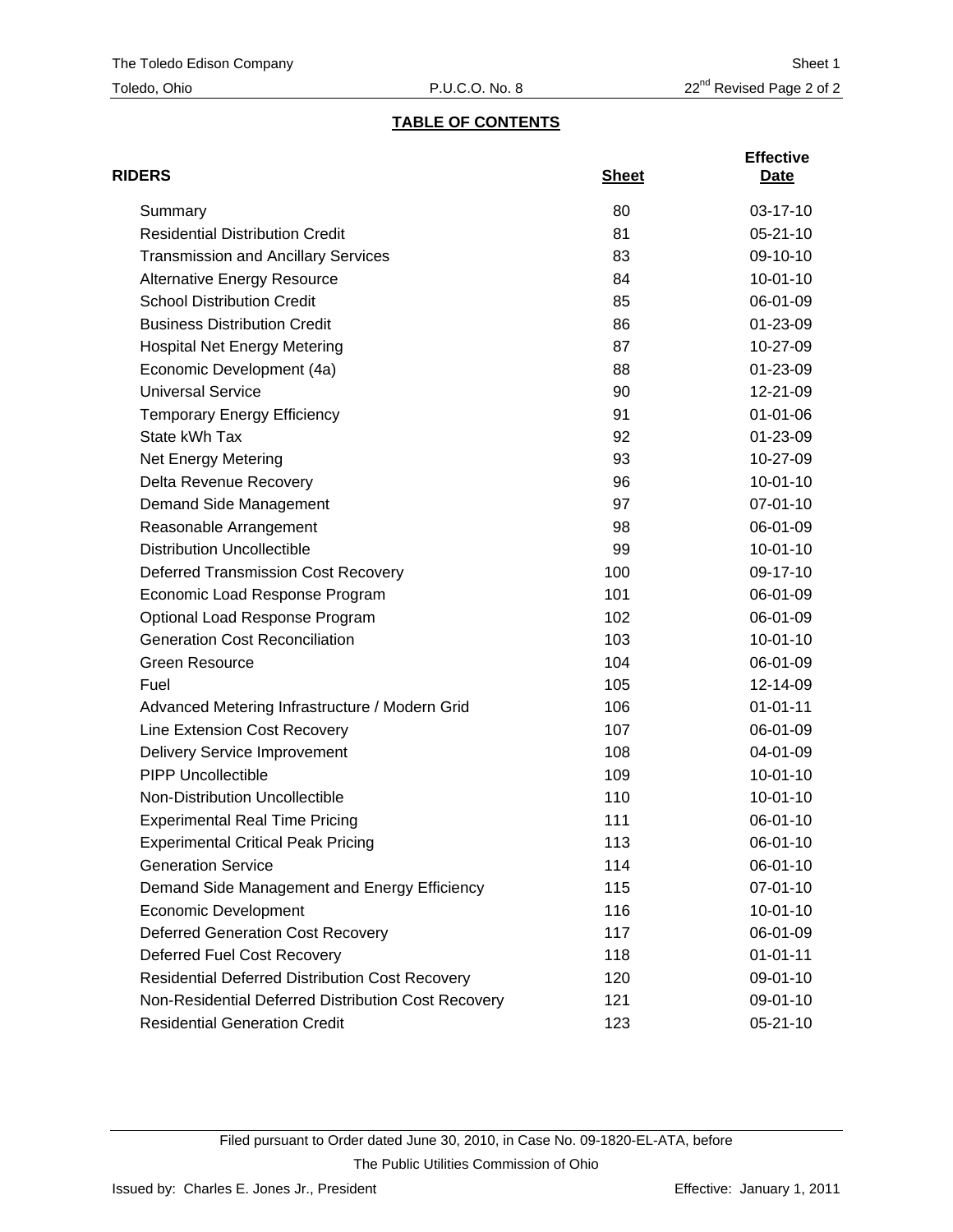## TABLE OF CONTENTS

| RIDERS | Sheet | Effective Date |
|---|---|---|
| Summary | 80 | 03-17-10 |
| Residential Distribution Credit | 81 | 05-21-10 |
| Transmission and Ancillary Services | 83 | 09-10-10 |
| Alternative Energy Resource | 84 | 10-01-10 |
| School Distribution Credit | 85 | 06-01-09 |
| Business Distribution Credit | 86 | 01-23-09 |
| Hospital Net Energy Metering | 87 | 10-27-09 |
| Economic Development (4a) | 88 | 01-23-09 |
| Universal Service | 90 | 12-21-09 |
| Temporary Energy Efficiency | 91 | 01-01-06 |
| State kWh Tax | 92 | 01-23-09 |
| Net Energy Metering | 93 | 10-27-09 |
| Delta Revenue Recovery | 96 | 10-01-10 |
| Demand Side Management | 97 | 07-01-10 |
| Reasonable Arrangement | 98 | 06-01-09 |
| Distribution Uncollectible | 99 | 10-01-10 |
| Deferred Transmission Cost Recovery | 100 | 09-17-10 |
| Economic Load Response Program | 101 | 06-01-09 |
| Optional Load Response Program | 102 | 06-01-09 |
| Generation Cost Reconciliation | 103 | 10-01-10 |
| Green Resource | 104 | 06-01-09 |
| Fuel | 105 | 12-14-09 |
| Advanced Metering Infrastructure / Modern Grid | 106 | 01-01-11 |
| Line Extension Cost Recovery | 107 | 06-01-09 |
| Delivery Service Improvement | 108 | 04-01-09 |
| PIPP Uncollectible | 109 | 10-01-10 |
| Non-Distribution Uncollectible | 110 | 10-01-10 |
| Experimental Real Time Pricing | 111 | 06-01-10 |
| Experimental Critical Peak Pricing | 113 | 06-01-10 |
| Generation Service | 114 | 06-01-10 |
| Demand Side Management and Energy Efficiency | 115 | 07-01-10 |
| Economic Development | 116 | 10-01-10 |
| Deferred Generation Cost Recovery | 117 | 06-01-09 |
| Deferred Fuel Cost Recovery | 118 | 01-01-11 |
| Residential Deferred Distribution Cost Recovery | 120 | 09-01-10 |
| Non-Residential Deferred Distribution Cost Recovery | 121 | 09-01-10 |
| Residential Generation Credit | 123 | 05-21-10 |

Filed pursuant to Order dated June 30, 2010, in Case No. 09-1820-EL-ATA, before The Public Utilities Commission of Ohio

Issued by: Charles E. Jones Jr., President

Effective: January 1, 2011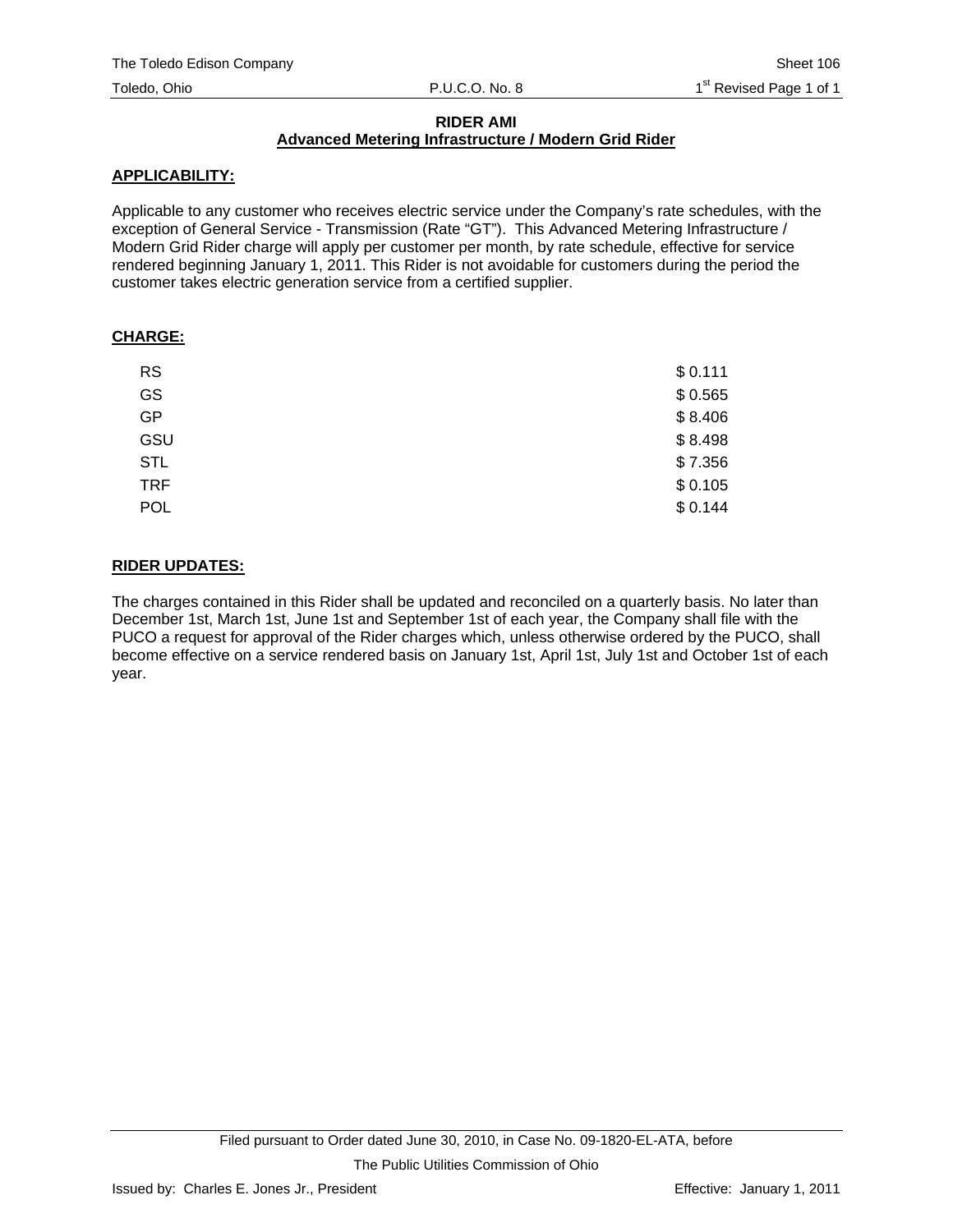# RIDER AMI

## Advanced Metering Infrastructure / Modern Grid Rider

**APPLICABILITY:**

Applicable to any customer who receives electric service under the Company's rate schedules, with the exception of General Service - Transmission (Rate "GT"). This Advanced Metering Infrastructure / Modern Grid Rider charge will apply per customer per month, by rate schedule, effective for service rendered beginning January 1, 2011. This Rider is not avoidable for customers during the period the customer takes electric generation service from a certified supplier.

**CHARGE:**

| | |
|---|---|
| RS | $ 0.111 |
| GS | $ 0.565 |
| GP | $ 8.406 |
| GSU | $ 8.498 |
| STL | $ 7.356 |
| TRF | $ 0.105 |
| POL | $ 0.144 |

**RIDER UPDATES:**

The charges contained in this Rider shall be updated and reconciled on a quarterly basis. No later than December 1st, March 1st, June 1st and September 1st of each year, the Company shall file with the PUCO a request for approval of the Rider charges which, unless otherwise ordered by the PUCO, shall become effective on a service rendered basis on January 1st, April 1st, July 1st and October 1st of each year.

Filed pursuant to Order dated June 30, 2010, in Case No. 09-1820-EL-ATA, before

The Public Utilities Commission of Ohio

Issued by: Charles E. Jones Jr., President

Effective: January 1, 2011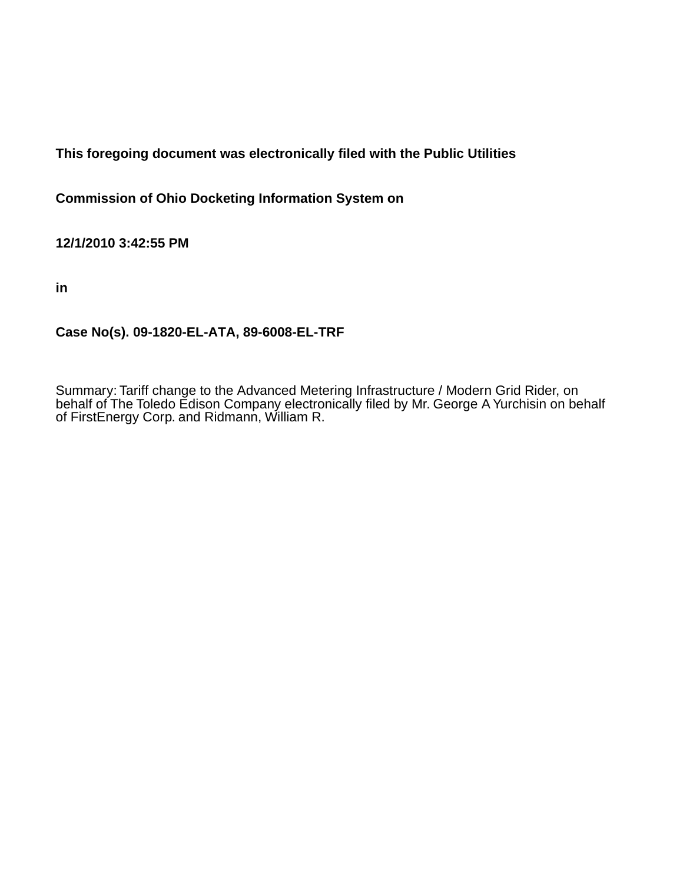**This foregoing document was electronically filed with the Public Utilities**

**Commission of Ohio Docketing Information System on**

**12/1/2010 3:42:55 PM**

**in**

**Case No(s). 09-1820-EL-ATA, 89-6008-EL-TRF**

Summary: Tariff change to the Advanced Metering Infrastructure / Modern Grid Rider, on behalf of The Toledo Edison Company electronically filed by Mr. George A Yurchisin on behalf of FirstEnergy Corp. and Ridmann, William R.